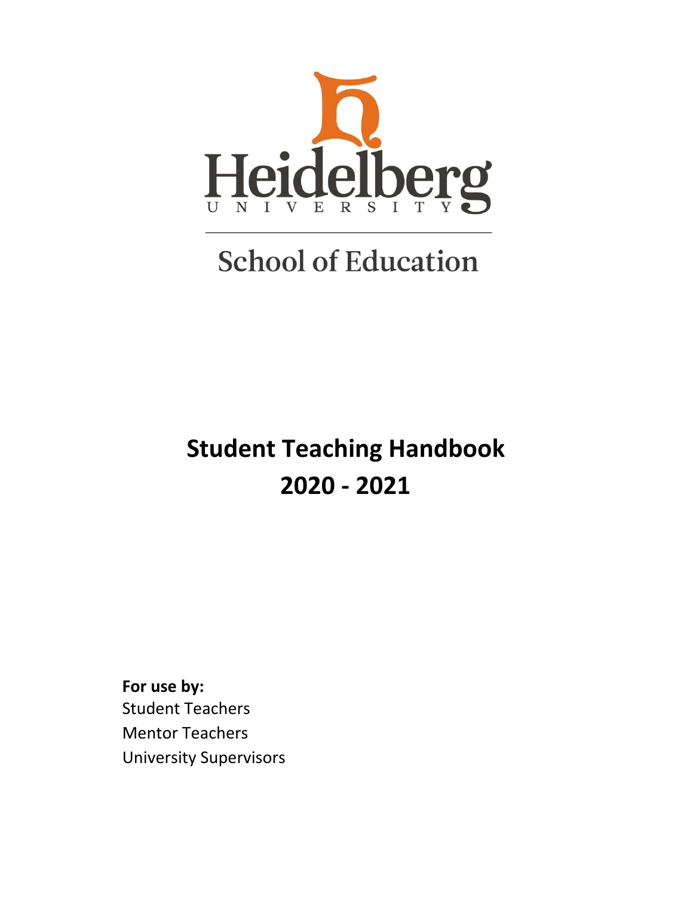Heidelberg

UNIVERSITY

School of Education

# Student Teaching Handbook
# 2020 - 2021

**For use by:**

Student Teachers

Mentor Teachers

University Supervisors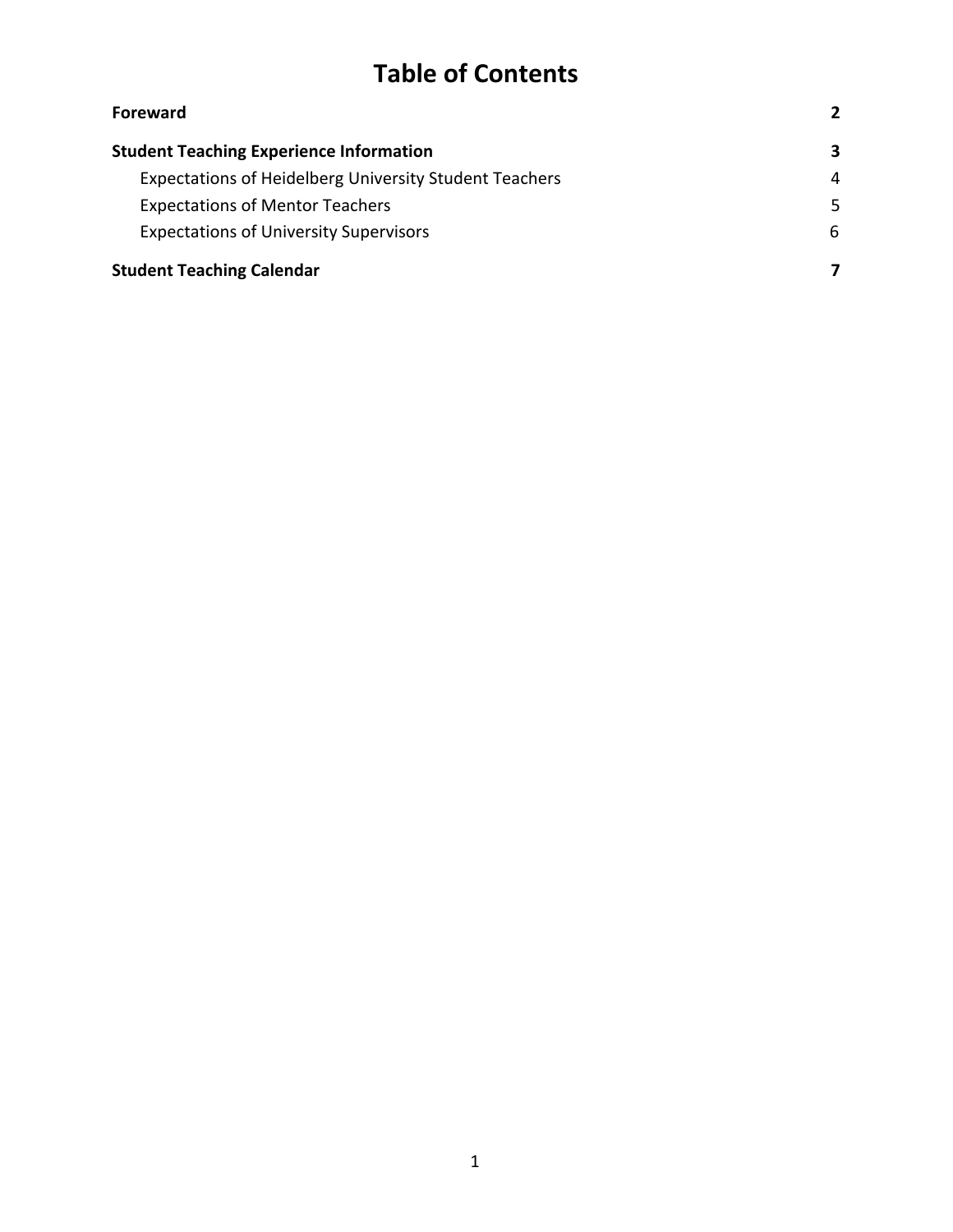# Table of Contents

| | |
|---|---|
| **Foreward** | **2** |
| **Student Teaching Experience Information** | **3** |
| Expectations of Heidelberg University Student Teachers | 4 |
| Expectations of Mentor Teachers | 5 |
| Expectations of University Supervisors | 6 |
| **Student Teaching Calendar** | **7** |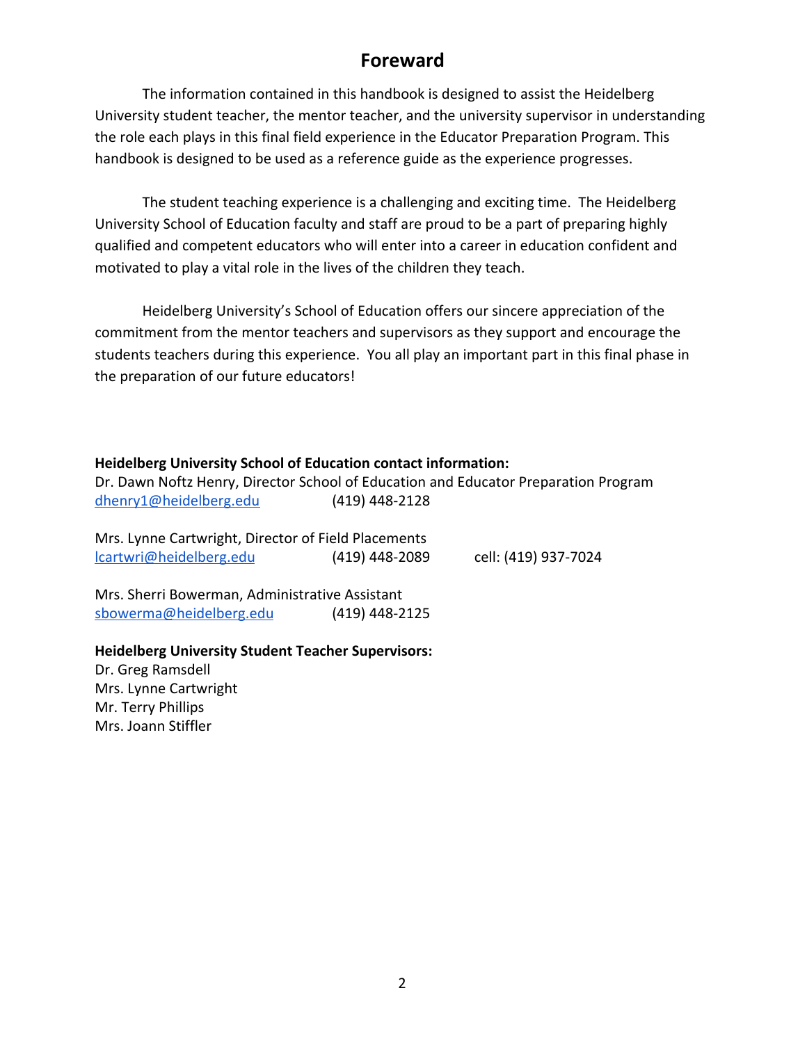# Foreward

The information contained in this handbook is designed to assist the Heidelberg University student teacher, the mentor teacher, and the university supervisor in understanding the role each plays in this final field experience in the Educator Preparation Program. This handbook is designed to be used as a reference guide as the experience progresses.

The student teaching experience is a challenging and exciting time. The Heidelberg University School of Education faculty and staff are proud to be a part of preparing highly qualified and competent educators who will enter into a career in education confident and motivated to play a vital role in the lives of the children they teach.

Heidelberg University's School of Education offers our sincere appreciation of the commitment from the mentor teachers and supervisors as they support and encourage the students teachers during this experience. You all play an important part in this final phase in the preparation of our future educators!

**Heidelberg University School of Education contact information:**

Dr. Dawn Noftz Henry, Director School of Education and Educator Preparation Program
dhenry1@heidelberg.edu (419) 448-2128

Mrs. Lynne Cartwright, Director of Field Placements
lcartwri@heidelberg.edu (419) 448-2089 cell: (419) 937-7024

Mrs. Sherri Bowerman, Administrative Assistant
sbowerma@heidelberg.edu (419) 448-2125

**Heidelberg University Student Teacher Supervisors:**

Dr. Greg Ramsdell
Mrs. Lynne Cartwright
Mr. Terry Phillips
Mrs. Joann Stiffler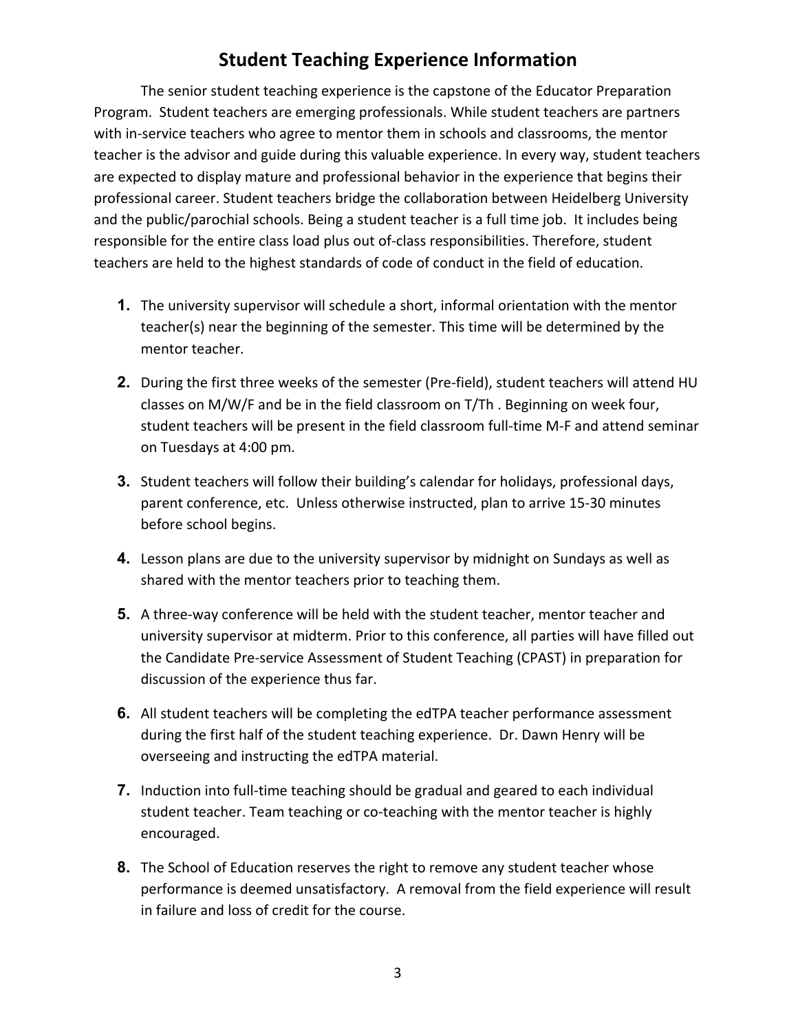## Student Teaching Experience Information

The senior student teaching experience is the capstone of the Educator Preparation Program. Student teachers are emerging professionals. While student teachers are partners with in-service teachers who agree to mentor them in schools and classrooms, the mentor teacher is the advisor and guide during this valuable experience. In every way, student teachers are expected to display mature and professional behavior in the experience that begins their professional career. Student teachers bridge the collaboration between Heidelberg University and the public/parochial schools. Being a student teacher is a full time job. It includes being responsible for the entire class load plus out of-class responsibilities. Therefore, student teachers are held to the highest standards of code of conduct in the field of education.

1. The university supervisor will schedule a short, informal orientation with the mentor teacher(s) near the beginning of the semester. This time will be determined by the mentor teacher.
2. During the first three weeks of the semester (Pre-field), student teachers will attend HU classes on M/W/F and be in the field classroom on T/Th . Beginning on week four, student teachers will be present in the field classroom full-time M-F and attend seminar on Tuesdays at 4:00 pm.
3. Student teachers will follow their building's calendar for holidays, professional days, parent conference, etc. Unless otherwise instructed, plan to arrive 15-30 minutes before school begins.
4. Lesson plans are due to the university supervisor by midnight on Sundays as well as shared with the mentor teachers prior to teaching them.
5. A three-way conference will be held with the student teacher, mentor teacher and university supervisor at midterm. Prior to this conference, all parties will have filled out the Candidate Pre-service Assessment of Student Teaching (CPAST) in preparation for discussion of the experience thus far.
6. All student teachers will be completing the edTPA teacher performance assessment during the first half of the student teaching experience. Dr. Dawn Henry will be overseeing and instructing the edTPA material.
7. Induction into full-time teaching should be gradual and geared to each individual student teacher. Team teaching or co-teaching with the mentor teacher is highly encouraged.
8. The School of Education reserves the right to remove any student teacher whose performance is deemed unsatisfactory. A removal from the field experience will result in failure and loss of credit for the course.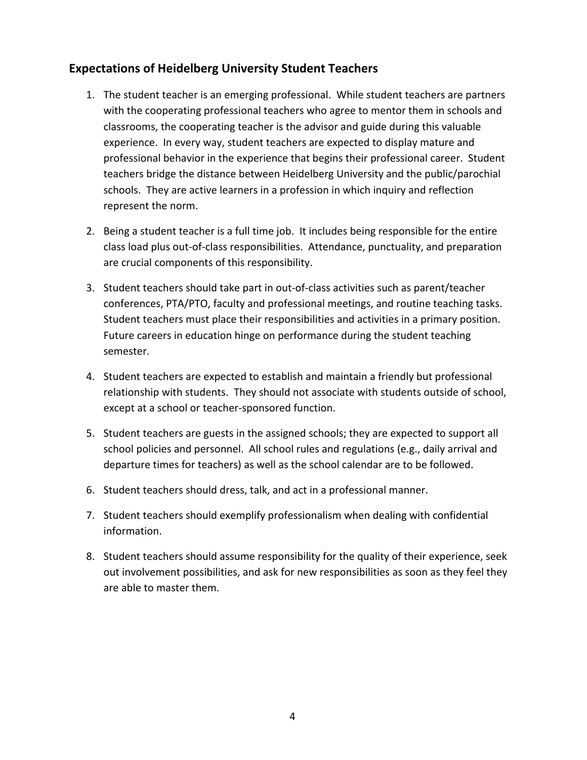## Expectations of Heidelberg University Student Teachers

1. The student teacher is an emerging professional. While student teachers are partners with the cooperating professional teachers who agree to mentor them in schools and classrooms, the cooperating teacher is the advisor and guide during this valuable experience. In every way, student teachers are expected to display mature and professional behavior in the experience that begins their professional career. Student teachers bridge the distance between Heidelberg University and the public/parochial schools. They are active learners in a profession in which inquiry and reflection represent the norm.

2. Being a student teacher is a full time job. It includes being responsible for the entire class load plus out-of-class responsibilities. Attendance, punctuality, and preparation are crucial components of this responsibility.

3. Student teachers should take part in out-of-class activities such as parent/teacher conferences, PTA/PTO, faculty and professional meetings, and routine teaching tasks. Student teachers must place their responsibilities and activities in a primary position. Future careers in education hinge on performance during the student teaching semester.

4. Student teachers are expected to establish and maintain a friendly but professional relationship with students. They should not associate with students outside of school, except at a school or teacher-sponsored function.

5. Student teachers are guests in the assigned schools; they are expected to support all school policies and personnel. All school rules and regulations (e.g., daily arrival and departure times for teachers) as well as the school calendar are to be followed.

6. Student teachers should dress, talk, and act in a professional manner.

7. Student teachers should exemplify professionalism when dealing with confidential information.

8. Student teachers should assume responsibility for the quality of their experience, seek out involvement possibilities, and ask for new responsibilities as soon as they feel they are able to master them.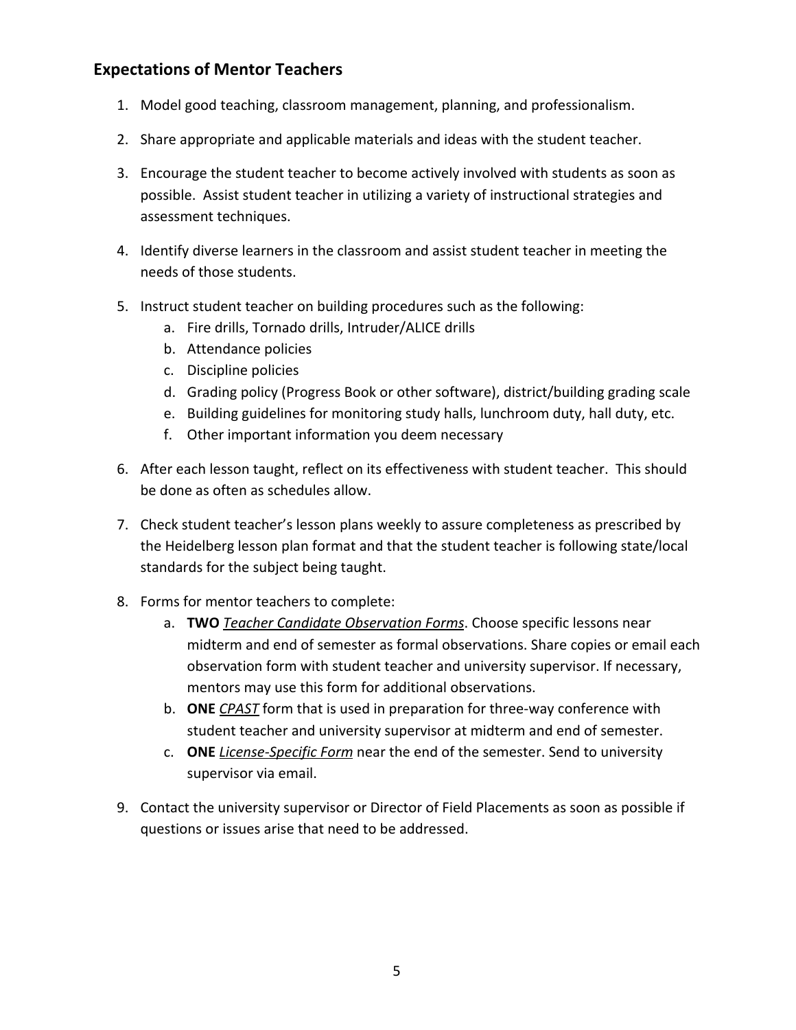## Expectations of Mentor Teachers

1. Model good teaching, classroom management, planning, and professionalism.

2. Share appropriate and applicable materials and ideas with the student teacher.

3. Encourage the student teacher to become actively involved with students as soon as possible. Assist student teacher in utilizing a variety of instructional strategies and assessment techniques.

4. Identify diverse learners in the classroom and assist student teacher in meeting the needs of those students.

5. Instruct student teacher on building procedures such as the following:
   a. Fire drills, Tornado drills, Intruder/ALICE drills
   b. Attendance policies
   c. Discipline policies
   d. Grading policy (Progress Book or other software), district/building grading scale
   e. Building guidelines for monitoring study halls, lunchroom duty, hall duty, etc.
   f. Other important information you deem necessary

6. After each lesson taught, reflect on its effectiveness with student teacher. This should be done as often as schedules allow.

7. Check student teacher's lesson plans weekly to assure completeness as prescribed by the Heidelberg lesson plan format and that the student teacher is following state/local standards for the subject being taught.

8. Forms for mentor teachers to complete:
   a. **TWO** *Teacher Candidate Observation Forms*. Choose specific lessons near midterm and end of semester as formal observations. Share copies or email each observation form with student teacher and university supervisor. If necessary, mentors may use this form for additional observations.
   b. **ONE** *CPAST* form that is used in preparation for three-way conference with student teacher and university supervisor at midterm and end of semester.
   c. **ONE** *License-Specific Form* near the end of the semester. Send to university supervisor via email.

9. Contact the university supervisor or Director of Field Placements as soon as possible if questions or issues arise that need to be addressed.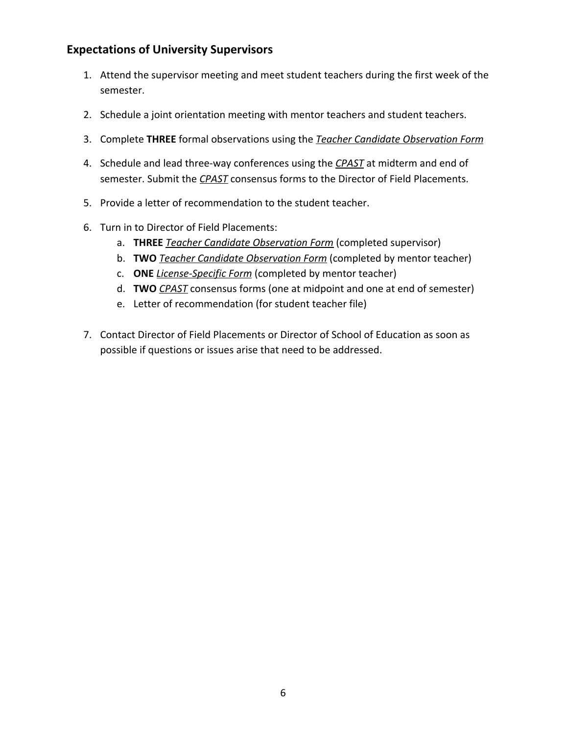## Expectations of University Supervisors

1. Attend the supervisor meeting and meet student teachers during the first week of the semester.

2. Schedule a joint orientation meeting with mentor teachers and student teachers.

3. Complete **THREE** formal observations using the *Teacher Candidate Observation Form*

4. Schedule and lead three-way conferences using the *CPAST* at midterm and end of semester. Submit the *CPAST* consensus forms to the Director of Field Placements.

5. Provide a letter of recommendation to the student teacher.

6. Turn in to Director of Field Placements:
   a. **THREE** *Teacher Candidate Observation Form* (completed supervisor)
   b. **TWO** *Teacher Candidate Observation Form* (completed by mentor teacher)
   c. **ONE** *License-Specific Form* (completed by mentor teacher)
   d. **TWO** *CPAST* consensus forms (one at midpoint and one at end of semester)
   e. Letter of recommendation (for student teacher file)

7. Contact Director of Field Placements or Director of School of Education as soon as possible if questions or issues arise that need to be addressed.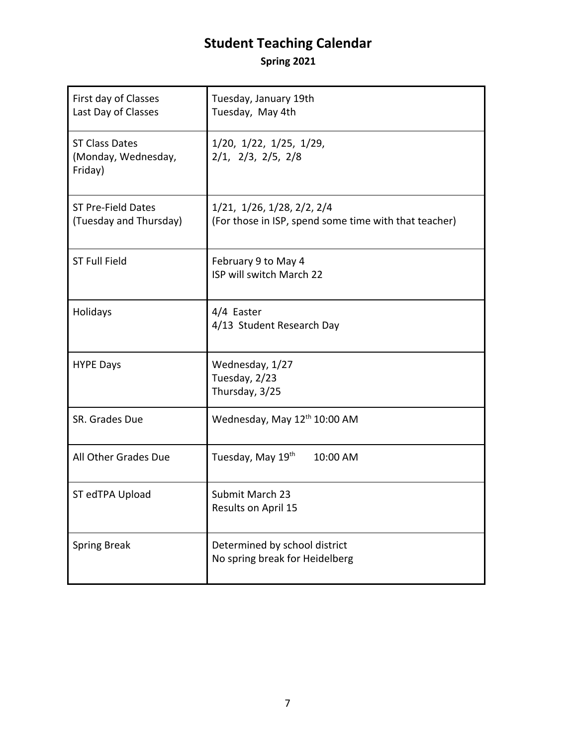# Student Teaching Calendar

**Spring 2021**

| | |
|---|---|
| First day of Classes<br>Last Day of Classes | Tuesday, January 19th<br>Tuesday, May 4th |
| ST Class Dates (Monday, Wednesday, Friday) | 1/20, 1/22, 1/25, 1/29,<br>2/1, 2/3, 2/5, 2/8 |
| ST Pre-Field Dates (Tuesday and Thursday) | 1/21, 1/26, 1/28, 2/2, 2/4<br>(For those in ISP, spend some time with that teacher) |
| ST Full Field | February 9 to May 4<br>ISP will switch March 22 |
| Holidays | 4/4 Easter<br>4/13 Student Research Day |
| HYPE Days | Wednesday, 1/27<br>Tuesday, 2/23<br>Thursday, 3/25 |
| SR. Grades Due | Wednesday, May 12th 10:00 AM |
| All Other Grades Due | Tuesday, May 19th 10:00 AM |
| ST edTPA Upload | Submit March 23<br>Results on April 15 |
| Spring Break | Determined by school district<br>No spring break for Heidelberg |